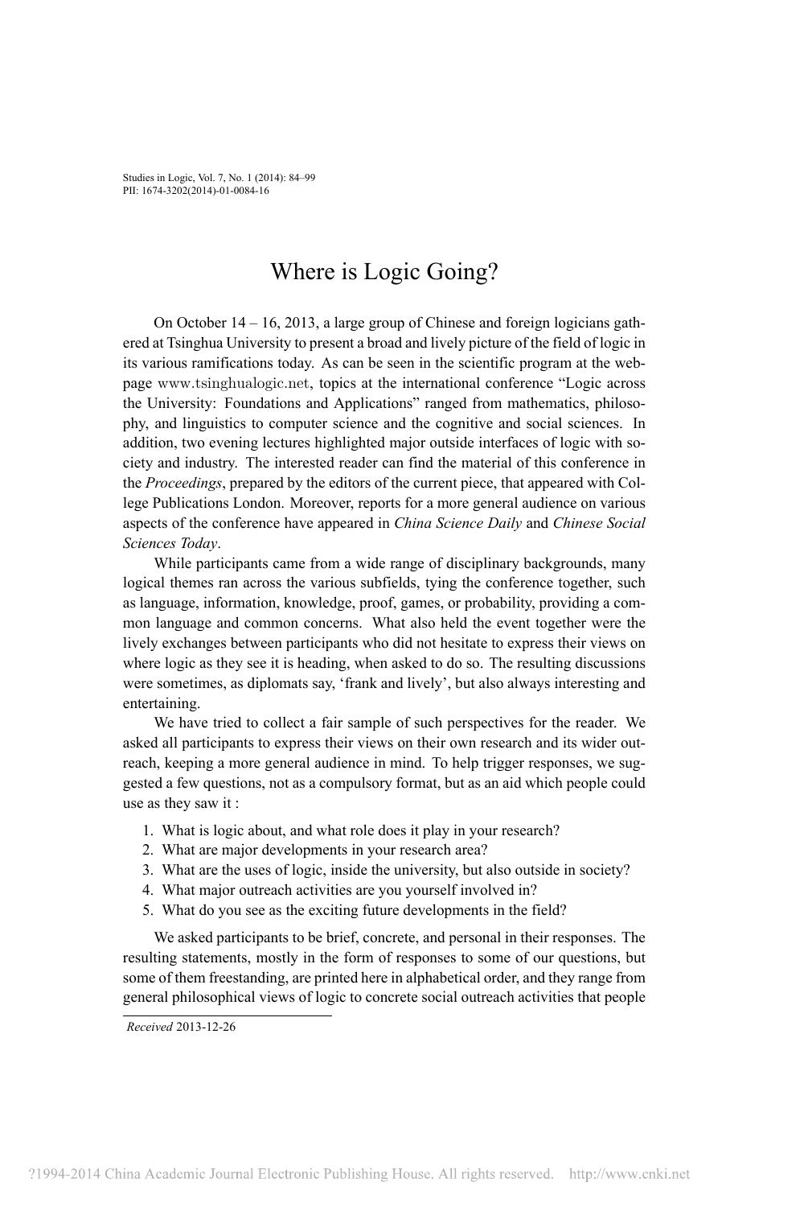# Where is Logic Going?

On October 14 – 16, 2013, a large group of Chinese and foreign logicians gathered at Tsinghua University to present a broad and lively picture of the field of logic in its various ramifications today. As can be seen in the scientific program at the webpage www.tsinghualogic.net, topics at the international conference "Logic across the University: Foundations and Applications" ranged from mathematics, philosophy, and linguistics to computer science and the cognitive and social sciences. In addition, two evening lectures highlighted major outside interfaces of logic with society and industry. The interested reader can find the material of this conference in the *Proceedings*, prepared by the editors of the current piece, that appeared with College Publications London. Moreover, reports for a more general audience on various aspects of the conference have appeared in *China Science Daily* and *Chinese Social Sciences Today*.

While participants came from a wide range of disciplinary backgrounds, many logical themes ran across the various subfields, tying the conference together, such as language, information, knowledge, proof, games, or probability, providing a common language and common concerns. What also held the event together were the lively exchanges between participants who did not hesitate to express their views on where logic as they see it is heading, when asked to do so. The resulting discussions were sometimes, as diplomats say, 'frank and lively', but also always interesting and entertaining.

We have tried to collect a fair sample of such perspectives for the reader. We asked all participants to express their views on their own research and its wider outreach, keeping a more general audience in mind. To help trigger responses, we suggested a few questions, not as a compulsory format, but as an aid which people could use as they saw it :

1. What is logic about, and what role does it play in your research?
2. What are major developments in your research area?
3. What are the uses of logic, inside the university, but also outside in society?
4. What major outreach activities are you yourself involved in?
5. What do you see as the exciting future developments in the field?

We asked participants to be brief, concrete, and personal in their responses. The resulting statements, mostly in the form of responses to some of our questions, but some of them freestanding, are printed here in alphabetical order, and they range from general philosophical views of logic to concrete social outreach activities that people

*Received* 2013-12-26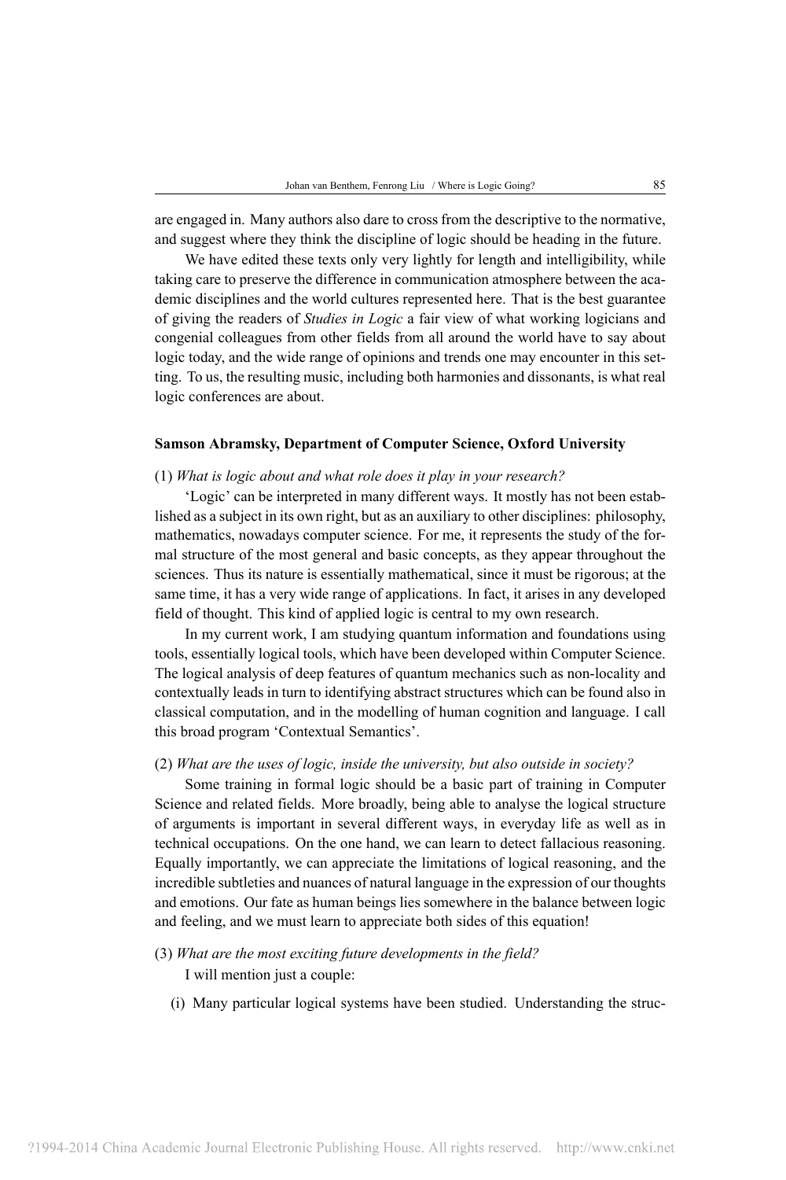are engaged in. Many authors also dare to cross from the descriptive to the normative, and suggest where they think the discipline of logic should be heading in the future.

We have edited these texts only very lightly for length and intelligibility, while taking care to preserve the difference in communication atmosphere between the academic disciplines and the world cultures represented here. That is the best guarantee of giving the readers of *Studies in Logic* a fair view of what working logicians and congenial colleagues from other fields from all around the world have to say about logic today, and the wide range of opinions and trends one may encounter in this setting. To us, the resulting music, including both harmonies and dissonants, is what real logic conferences are about.

**Samson Abramsky, Department of Computer Science, Oxford University**

(1) *What is logic about and what role does it play in your research?*

'Logic' can be interpreted in many different ways. It mostly has not been established as a subject in its own right, but as an auxiliary to other disciplines: philosophy, mathematics, nowadays computer science. For me, it represents the study of the formal structure of the most general and basic concepts, as they appear throughout the sciences. Thus its nature is essentially mathematical, since it must be rigorous; at the same time, it has a very wide range of applications. In fact, it arises in any developed field of thought. This kind of applied logic is central to my own research.

In my current work, I am studying quantum information and foundations using tools, essentially logical tools, which have been developed within Computer Science. The logical analysis of deep features of quantum mechanics such as non-locality and contextually leads in turn to identifying abstract structures which can be found also in classical computation, and in the modelling of human cognition and language. I call this broad program 'Contextual Semantics'.

(2) *What are the uses of logic, inside the university, but also outside in society?*

Some training in formal logic should be a basic part of training in Computer Science and related fields. More broadly, being able to analyse the logical structure of arguments is important in several different ways, in everyday life as well as in technical occupations. On the one hand, we can learn to detect fallacious reasoning. Equally importantly, we can appreciate the limitations of logical reasoning, and the incredible subtleties and nuances of natural language in the expression of our thoughts and emotions. Our fate as human beings lies somewhere in the balance between logic and feeling, and we must learn to appreciate both sides of this equation!

(3) *What are the most exciting future developments in the field?*

I will mention just a couple:

(i) Many particular logical systems have been studied. Understanding the struc-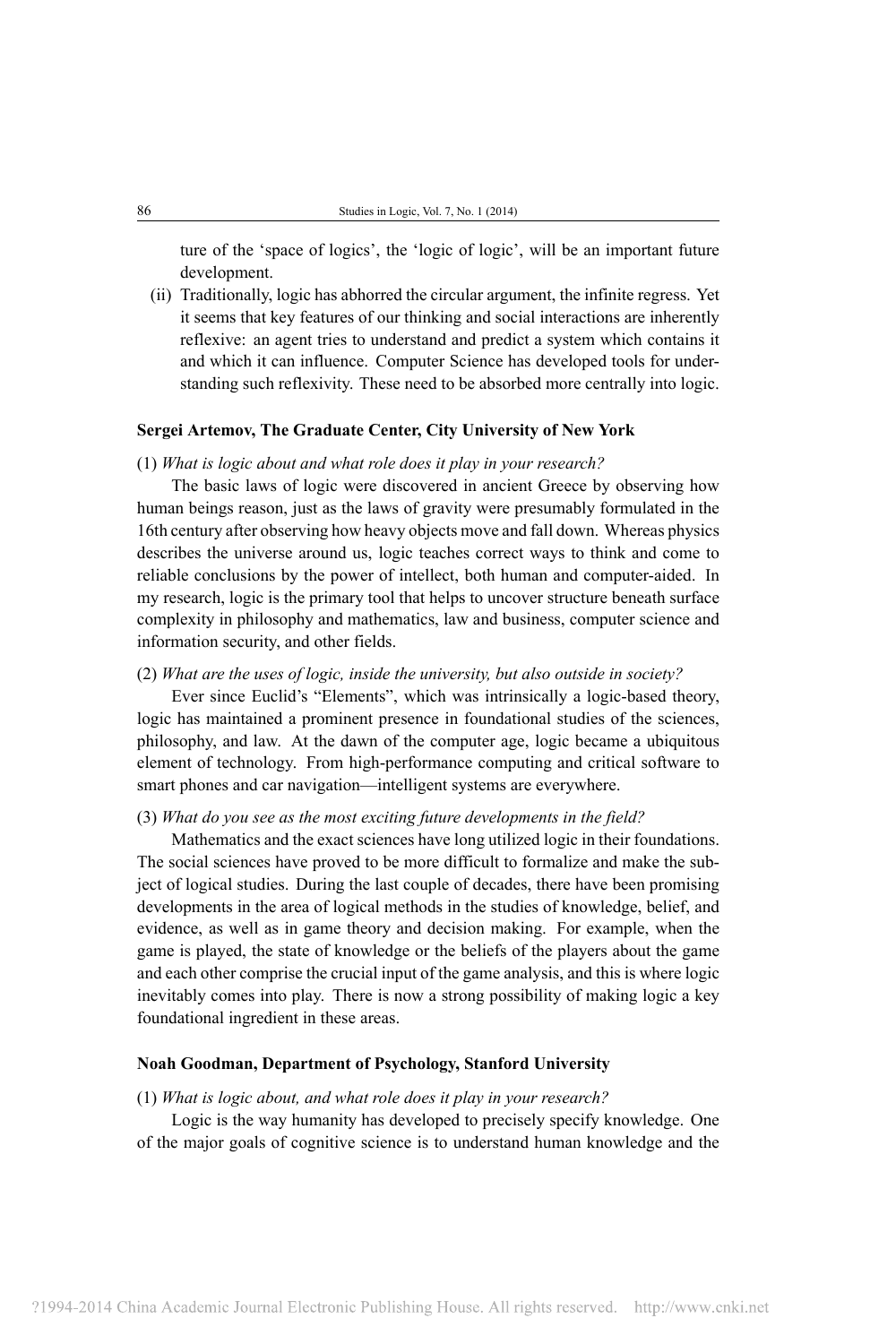ture of the 'space of logics', the 'logic of logic', will be an important future development.

(ii) Traditionally, logic has abhorred the circular argument, the infinite regress. Yet it seems that key features of our thinking and social interactions are inherently reflexive: an agent tries to understand and predict a system which contains it and which it can influence. Computer Science has developed tools for understanding such reflexivity. These need to be absorbed more centrally into logic.

**Sergei Artemov, The Graduate Center, City University of New York**

(1) *What is logic about and what role does it play in your research?*

The basic laws of logic were discovered in ancient Greece by observing how human beings reason, just as the laws of gravity were presumably formulated in the 16th century after observing how heavy objects move and fall down. Whereas physics describes the universe around us, logic teaches correct ways to think and come to reliable conclusions by the power of intellect, both human and computer-aided. In my research, logic is the primary tool that helps to uncover structure beneath surface complexity in philosophy and mathematics, law and business, computer science and information security, and other fields.

(2) *What are the uses of logic, inside the university, but also outside in society?*

Ever since Euclid's "Elements", which was intrinsically a logic-based theory, logic has maintained a prominent presence in foundational studies of the sciences, philosophy, and law. At the dawn of the computer age, logic became a ubiquitous element of technology. From high-performance computing and critical software to smart phones and car navigation—intelligent systems are everywhere.

(3) *What do you see as the most exciting future developments in the field?*

Mathematics and the exact sciences have long utilized logic in their foundations. The social sciences have proved to be more difficult to formalize and make the subject of logical studies. During the last couple of decades, there have been promising developments in the area of logical methods in the studies of knowledge, belief, and evidence, as well as in game theory and decision making. For example, when the game is played, the state of knowledge or the beliefs of the players about the game and each other comprise the crucial input of the game analysis, and this is where logic inevitably comes into play. There is now a strong possibility of making logic a key foundational ingredient in these areas.

**Noah Goodman, Department of Psychology, Stanford University**

(1) *What is logic about, and what role does it play in your research?*

Logic is the way humanity has developed to precisely specify knowledge. One of the major goals of cognitive science is to understand human knowledge and the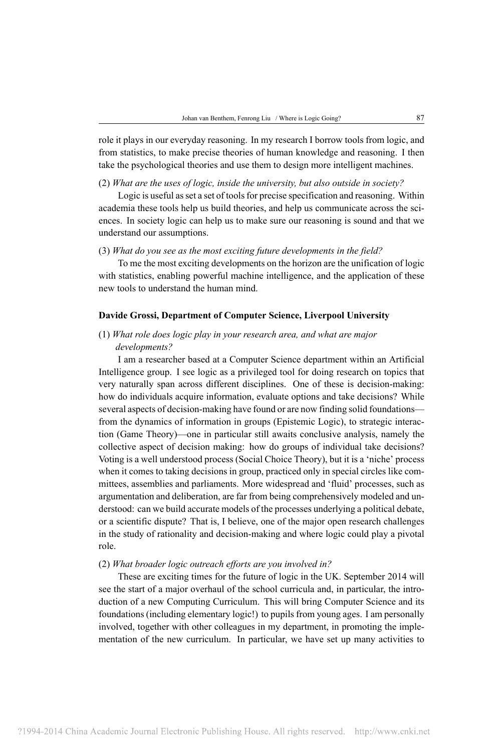role it plays in our everyday reasoning. In my research I borrow tools from logic, and from statistics, to make precise theories of human knowledge and reasoning. I then take the psychological theories and use them to design more intelligent machines.

(2) *What are the uses of logic, inside the university, but also outside in society?*

Logic is useful as set a set of tools for precise specification and reasoning. Within academia these tools help us build theories, and help us communicate across the sciences. In society logic can help us to make sure our reasoning is sound and that we understand our assumptions.

(3) *What do you see as the most exciting future developments in the field?*

To me the most exciting developments on the horizon are the unification of logic with statistics, enabling powerful machine intelligence, and the application of these new tools to understand the human mind.

**Davide Grossi, Department of Computer Science, Liverpool University**

(1) *What role does logic play in your research area, and what are major developments?*

I am a researcher based at a Computer Science department within an Artificial Intelligence group. I see logic as a privileged tool for doing research on topics that very naturally span across different disciplines. One of these is decision-making: how do individuals acquire information, evaluate options and take decisions? While several aspects of decision-making have found or are now finding solid foundations—from the dynamics of information in groups (Epistemic Logic), to strategic interaction (Game Theory)—one in particular still awaits conclusive analysis, namely the collective aspect of decision making: how do groups of individual take decisions? Voting is a well understood process (Social Choice Theory), but it is a 'niche' process when it comes to taking decisions in group, practiced only in special circles like committees, assemblies and parliaments. More widespread and 'fluid' processes, such as argumentation and deliberation, are far from being comprehensively modeled and understood: can we build accurate models of the processes underlying a political debate, or a scientific dispute? That is, I believe, one of the major open research challenges in the study of rationality and decision-making and where logic could play a pivotal role.

(2) *What broader logic outreach efforts are you involved in?*

These are exciting times for the future of logic in the UK. September 2014 will see the start of a major overhaul of the school curricula and, in particular, the introduction of a new Computing Curriculum. This will bring Computer Science and its foundations (including elementary logic!) to pupils from young ages. I am personally involved, together with other colleagues in my department, in promoting the implementation of the new curriculum. In particular, we have set up many activities to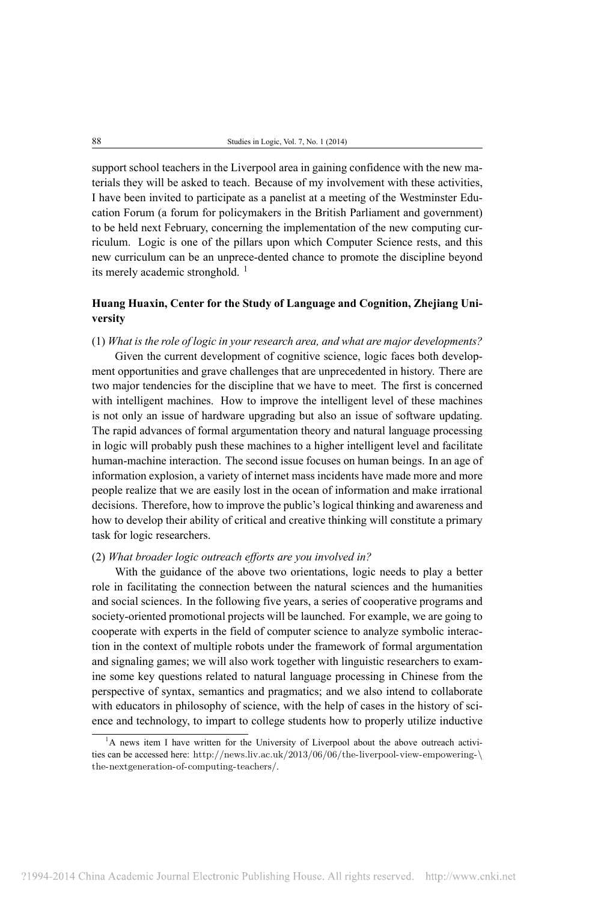support school teachers in the Liverpool area in gaining confidence with the new materials they will be asked to teach. Because of my involvement with these activities, I have been invited to participate as a panelist at a meeting of the Westminster Education Forum (a forum for policymakers in the British Parliament and government) to be held next February, concerning the implementation of the new computing curriculum. Logic is one of the pillars upon which Computer Science rests, and this new curriculum can be an unprece-dented chance to promote the discipline beyond its merely academic stronghold. [1]

**Huang Huaxin, Center for the Study of Language and Cognition, Zhejiang University**

(1) *What is the role of logic in your research area, and what are major developments?*

Given the current development of cognitive science, logic faces both development opportunities and grave challenges that are unprecedented in history. There are two major tendencies for the discipline that we have to meet. The first is concerned with intelligent machines. How to improve the intelligent level of these machines is not only an issue of hardware upgrading but also an issue of software updating. The rapid advances of formal argumentation theory and natural language processing in logic will probably push these machines to a higher intelligent level and facilitate human-machine interaction. The second issue focuses on human beings. In an age of information explosion, a variety of internet mass incidents have made more and more people realize that we are easily lost in the ocean of information and make irrational decisions. Therefore, how to improve the public's logical thinking and awareness and how to develop their ability of critical and creative thinking will constitute a primary task for logic researchers.

(2) *What broader logic outreach efforts are you involved in?*

With the guidance of the above two orientations, logic needs to play a better role in facilitating the connection between the natural sciences and the humanities and social sciences. In the following five years, a series of cooperative programs and society-oriented promotional projects will be launched. For example, we are going to cooperate with experts in the field of computer science to analyze symbolic interaction in the context of multiple robots under the framework of formal argumentation and signaling games; we will also work together with linguistic researchers to examine some key questions related to natural language processing in Chinese from the perspective of syntax, semantics and pragmatics; and we also intend to collaborate with educators in philosophy of science, with the help of cases in the history of science and technology, to impart to college students how to properly utilize inductive

[1] A news item I have written for the University of Liverpool about the above outreach activities can be accessed here: http://news.liv.ac.uk/2013/06/06/the-liverpool-view-empowering-\the-nextgeneration-of-computing-teachers/.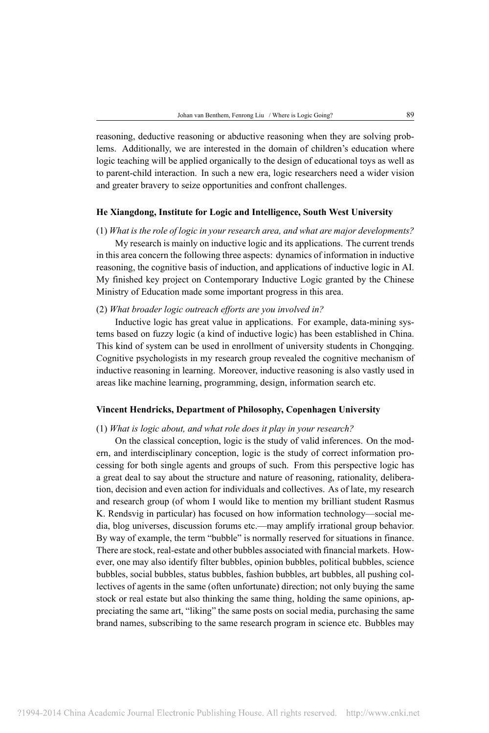reasoning, deductive reasoning or abductive reasoning when they are solving problems. Additionally, we are interested in the domain of children's education where logic teaching will be applied organically to the design of educational toys as well as to parent-child interaction. In such a new era, logic researchers need a wider vision and greater bravery to seize opportunities and confront challenges.

**He Xiangdong, Institute for Logic and Intelligence, South West University**

(1) *What is the role of logic in your research area, and what are major developments?*

My research is mainly on inductive logic and its applications. The current trends in this area concern the following three aspects: dynamics of information in inductive reasoning, the cognitive basis of induction, and applications of inductive logic in AI. My finished key project on Contemporary Inductive Logic granted by the Chinese Ministry of Education made some important progress in this area.

(2) *What broader logic outreach efforts are you involved in?*

Inductive logic has great value in applications. For example, data-mining systems based on fuzzy logic (a kind of inductive logic) has been established in China. This kind of system can be used in enrollment of university students in Chongqing. Cognitive psychologists in my research group revealed the cognitive mechanism of inductive reasoning in learning. Moreover, inductive reasoning is also vastly used in areas like machine learning, programming, design, information search etc.

**Vincent Hendricks, Department of Philosophy, Copenhagen University**

(1) *What is logic about, and what role does it play in your research?*

On the classical conception, logic is the study of valid inferences. On the modern, and interdisciplinary conception, logic is the study of correct information processing for both single agents and groups of such. From this perspective logic has a great deal to say about the structure and nature of reasoning, rationality, deliberation, decision and even action for individuals and collectives. As of late, my research and research group (of whom I would like to mention my brilliant student Rasmus K. Rendsvig in particular) has focused on how information technology—social media, blog universes, discussion forums etc.—may amplify irrational group behavior. By way of example, the term "bubble" is normally reserved for situations in finance. There are stock, real-estate and other bubbles associated with financial markets. However, one may also identify filter bubbles, opinion bubbles, political bubbles, science bubbles, social bubbles, status bubbles, fashion bubbles, art bubbles, all pushing collectives of agents in the same (often unfortunate) direction; not only buying the same stock or real estate but also thinking the same thing, holding the same opinions, appreciating the same art, "liking" the same posts on social media, purchasing the same brand names, subscribing to the same research program in science etc. Bubbles may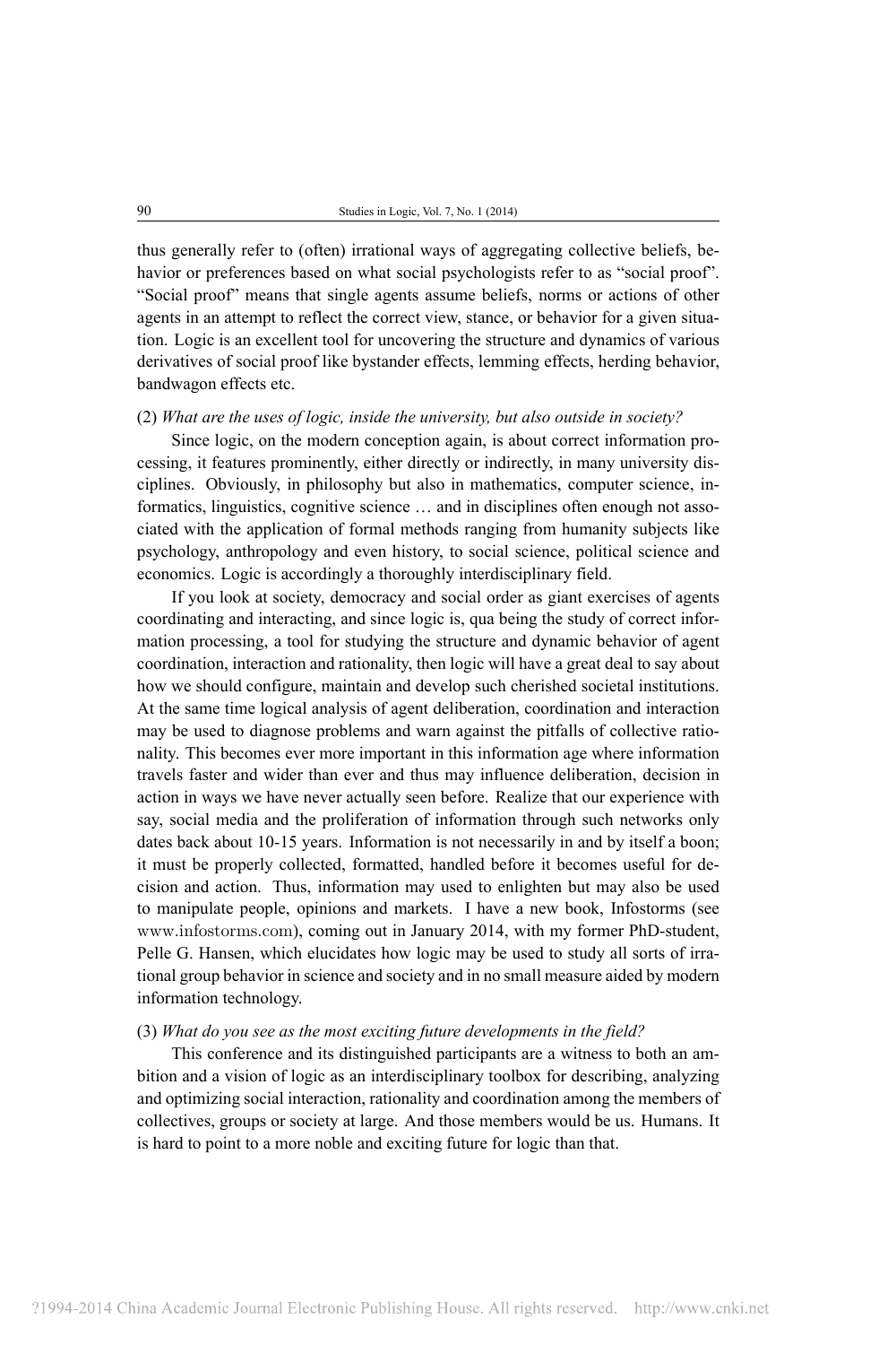thus generally refer to (often) irrational ways of aggregating collective beliefs, behavior or preferences based on what social psychologists refer to as "social proof". "Social proof" means that single agents assume beliefs, norms or actions of other agents in an attempt to reflect the correct view, stance, or behavior for a given situation. Logic is an excellent tool for uncovering the structure and dynamics of various derivatives of social proof like bystander effects, lemming effects, herding behavior, bandwagon effects etc.

(2) *What are the uses of logic, inside the university, but also outside in society?*

Since logic, on the modern conception again, is about correct information processing, it features prominently, either directly or indirectly, in many university disciplines. Obviously, in philosophy but also in mathematics, computer science, informatics, linguistics, cognitive science … and in disciplines often enough not associated with the application of formal methods ranging from humanity subjects like psychology, anthropology and even history, to social science, political science and economics. Logic is accordingly a thoroughly interdisciplinary field.

If you look at society, democracy and social order as giant exercises of agents coordinating and interacting, and since logic is, qua being the study of correct information processing, a tool for studying the structure and dynamic behavior of agent coordination, interaction and rationality, then logic will have a great deal to say about how we should configure, maintain and develop such cherished societal institutions. At the same time logical analysis of agent deliberation, coordination and interaction may be used to diagnose problems and warn against the pitfalls of collective rationality. This becomes ever more important in this information age where information travels faster and wider than ever and thus may influence deliberation, decision in action in ways we have never actually seen before. Realize that our experience with say, social media and the proliferation of information through such networks only dates back about 10-15 years. Information is not necessarily in and by itself a boon; it must be properly collected, formatted, handled before it becomes useful for decision and action. Thus, information may used to enlighten but may also be used to manipulate people, opinions and markets. I have a new book, Infostorms (see www.infostorms.com), coming out in January 2014, with my former PhD-student, Pelle G. Hansen, which elucidates how logic may be used to study all sorts of irrational group behavior in science and society and in no small measure aided by modern information technology.

(3) *What do you see as the most exciting future developments in the field?*

This conference and its distinguished participants are a witness to both an ambition and a vision of logic as an interdisciplinary toolbox for describing, analyzing and optimizing social interaction, rationality and coordination among the members of collectives, groups or society at large. And those members would be us. Humans. It is hard to point to a more noble and exciting future for logic than that.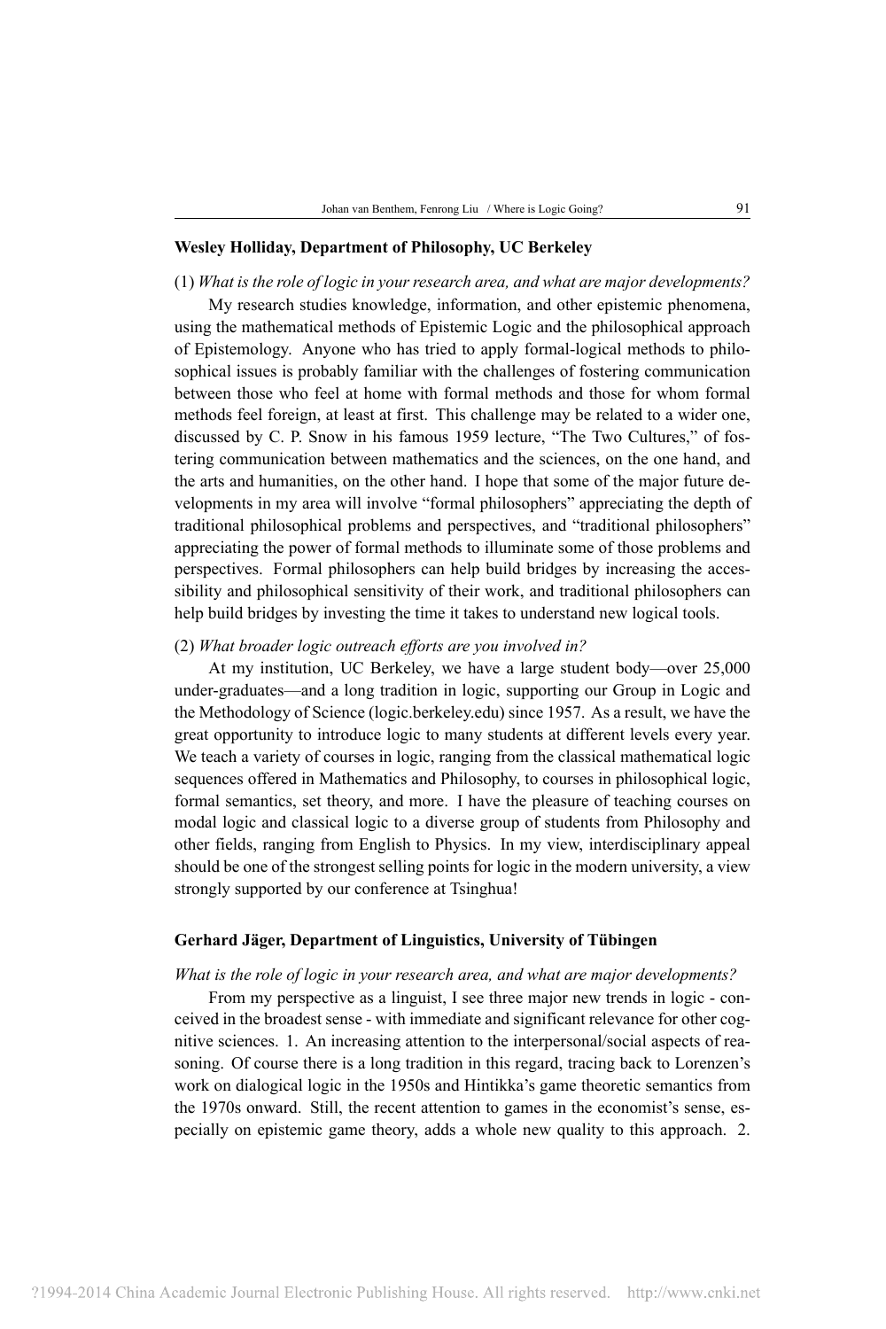### Wesley Holliday, Department of Philosophy, UC Berkeley

(1) *What is the role of logic in your research area, and what are major developments?*

My research studies knowledge, information, and other epistemic phenomena, using the mathematical methods of Epistemic Logic and the philosophical approach of Epistemology. Anyone who has tried to apply formal-logical methods to philosophical issues is probably familiar with the challenges of fostering communication between those who feel at home with formal methods and those for whom formal methods feel foreign, at least at first. This challenge may be related to a wider one, discussed by C. P. Snow in his famous 1959 lecture, "The Two Cultures," of fostering communication between mathematics and the sciences, on the one hand, and the arts and humanities, on the other hand. I hope that some of the major future developments in my area will involve "formal philosophers" appreciating the depth of traditional philosophical problems and perspectives, and "traditional philosophers" appreciating the power of formal methods to illuminate some of those problems and perspectives. Formal philosophers can help build bridges by increasing the accessibility and philosophical sensitivity of their work, and traditional philosophers can help build bridges by investing the time it takes to understand new logical tools.

(2) *What broader logic outreach efforts are you involved in?*

At my institution, UC Berkeley, we have a large student body—over 25,000 under-graduates—and a long tradition in logic, supporting our Group in Logic and the Methodology of Science (logic.berkeley.edu) since 1957. As a result, we have the great opportunity to introduce logic to many students at different levels every year. We teach a variety of courses in logic, ranging from the classical mathematical logic sequences offered in Mathematics and Philosophy, to courses in philosophical logic, formal semantics, set theory, and more. I have the pleasure of teaching courses on modal logic and classical logic to a diverse group of students from Philosophy and other fields, ranging from English to Physics. In my view, interdisciplinary appeal should be one of the strongest selling points for logic in the modern university, a view strongly supported by our conference at Tsinghua!

### Gerhard Jäger, Department of Linguistics, University of Tübingen

*What is the role of logic in your research area, and what are major developments?*

From my perspective as a linguist, I see three major new trends in logic - conceived in the broadest sense - with immediate and significant relevance for other cognitive sciences. 1. An increasing attention to the interpersonal/social aspects of reasoning. Of course there is a long tradition in this regard, tracing back to Lorenzen's work on dialogical logic in the 1950s and Hintikka's game theoretic semantics from the 1970s onward. Still, the recent attention to games in the economist's sense, especially on epistemic game theory, adds a whole new quality to this approach. 2.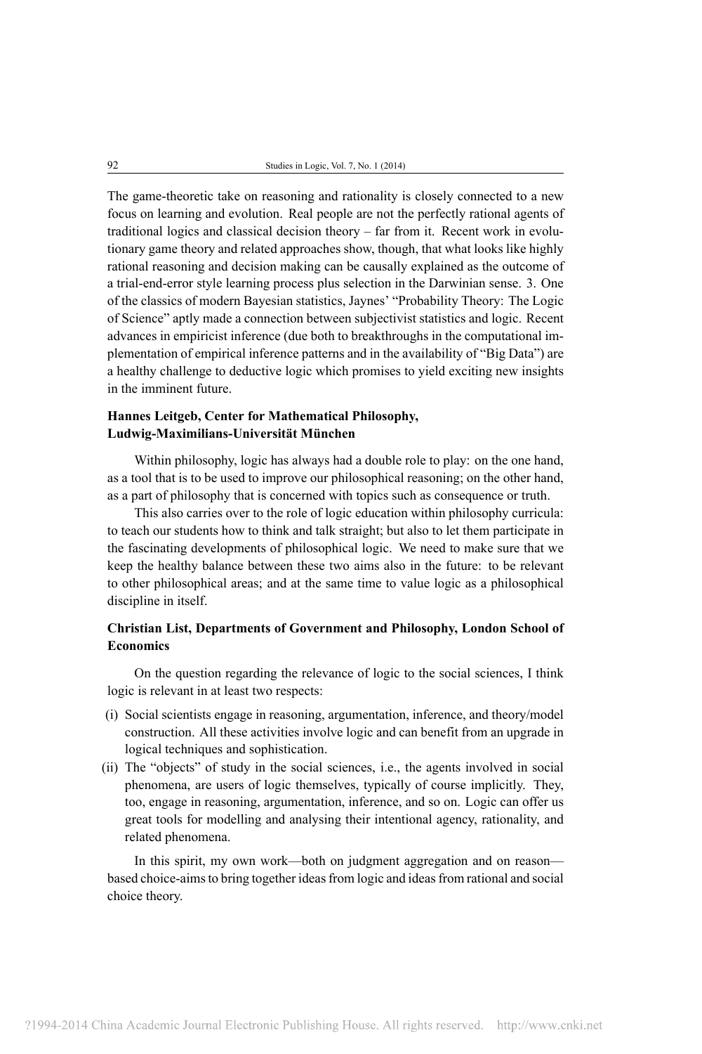The game-theoretic take on reasoning and rationality is closely connected to a new focus on learning and evolution. Real people are not the perfectly rational agents of traditional logics and classical decision theory – far from it. Recent work in evolutionary game theory and related approaches show, though, that what looks like highly rational reasoning and decision making can be causally explained as the outcome of a trial-end-error style learning process plus selection in the Darwinian sense. 3. One of the classics of modern Bayesian statistics, Jaynes' "Probability Theory: The Logic of Science" aptly made a connection between subjectivist statistics and logic. Recent advances in empiricist inference (due both to breakthroughs in the computational implementation of empirical inference patterns and in the availability of "Big Data") are a healthy challenge to deductive logic which promises to yield exciting new insights in the imminent future.

**Hannes Leitgeb, Center for Mathematical Philosophy, Ludwig-Maximilians-Universität München**

Within philosophy, logic has always had a double role to play: on the one hand, as a tool that is to be used to improve our philosophical reasoning; on the other hand, as a part of philosophy that is concerned with topics such as consequence or truth.

This also carries over to the role of logic education within philosophy curricula: to teach our students how to think and talk straight; but also to let them participate in the fascinating developments of philosophical logic. We need to make sure that we keep the healthy balance between these two aims also in the future: to be relevant to other philosophical areas; and at the same time to value logic as a philosophical discipline in itself.

**Christian List, Departments of Government and Philosophy, London School of Economics**

On the question regarding the relevance of logic to the social sciences, I think logic is relevant in at least two respects:

(i) Social scientists engage in reasoning, argumentation, inference, and theory/model construction. All these activities involve logic and can benefit from an upgrade in logical techniques and sophistication.

(ii) The "objects" of study in the social sciences, i.e., the agents involved in social phenomena, are users of logic themselves, typically of course implicitly. They, too, engage in reasoning, argumentation, inference, and so on. Logic can offer us great tools for modelling and analysing their intentional agency, rationality, and related phenomena.

In this spirit, my own work—both on judgment aggregation and on reason—based choice-aims to bring together ideas from logic and ideas from rational and social choice theory.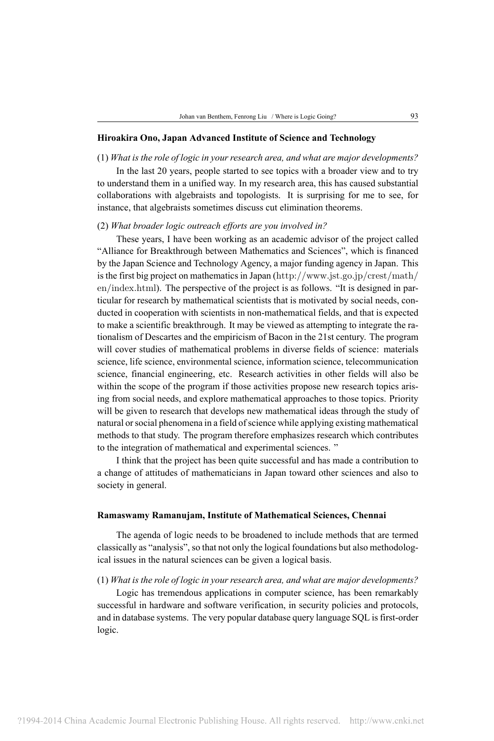**Hiroakira Ono, Japan Advanced Institute of Science and Technology**

(1) *What is the role of logic in your research area, and what are major developments?*

In the last 20 years, people started to see topics with a broader view and to try to understand them in a unified way. In my research area, this has caused substantial collaborations with algebraists and topologists. It is surprising for me to see, for instance, that algebraists sometimes discuss cut elimination theorems.

(2) *What broader logic outreach efforts are you involved in?*

These years, I have been working as an academic advisor of the project called "Alliance for Breakthrough between Mathematics and Sciences", which is financed by the Japan Science and Technology Agency, a major funding agency in Japan. This is the first big project on mathematics in Japan (http://www.jst.go.jp/crest/math/en/index.html). The perspective of the project is as follows. "It is designed in particular for research by mathematical scientists that is motivated by social needs, conducted in cooperation with scientists in non-mathematical fields, and that is expected to make a scientific breakthrough. It may be viewed as attempting to integrate the rationalism of Descartes and the empiricism of Bacon in the 21st century. The program will cover studies of mathematical problems in diverse fields of science: materials science, life science, environmental science, information science, telecommunication science, financial engineering, etc. Research activities in other fields will also be within the scope of the program if those activities propose new research topics arising from social needs, and explore mathematical approaches to those topics. Priority will be given to research that develops new mathematical ideas through the study of natural or social phenomena in a field of science while applying existing mathematical methods to that study. The program therefore emphasizes research which contributes to the integration of mathematical and experimental sciences. "

I think that the project has been quite successful and has made a contribution to a change of attitudes of mathematicians in Japan toward other sciences and also to society in general.

**Ramaswamy Ramanujam, Institute of Mathematical Sciences, Chennai**

The agenda of logic needs to be broadened to include methods that are termed classically as "analysis", so that not only the logical foundations but also methodological issues in the natural sciences can be given a logical basis.

(1) *What is the role of logic in your research area, and what are major developments?*

Logic has tremendous applications in computer science, has been remarkably successful in hardware and software verification, in security policies and protocols, and in database systems. The very popular database query language SQL is first-order logic.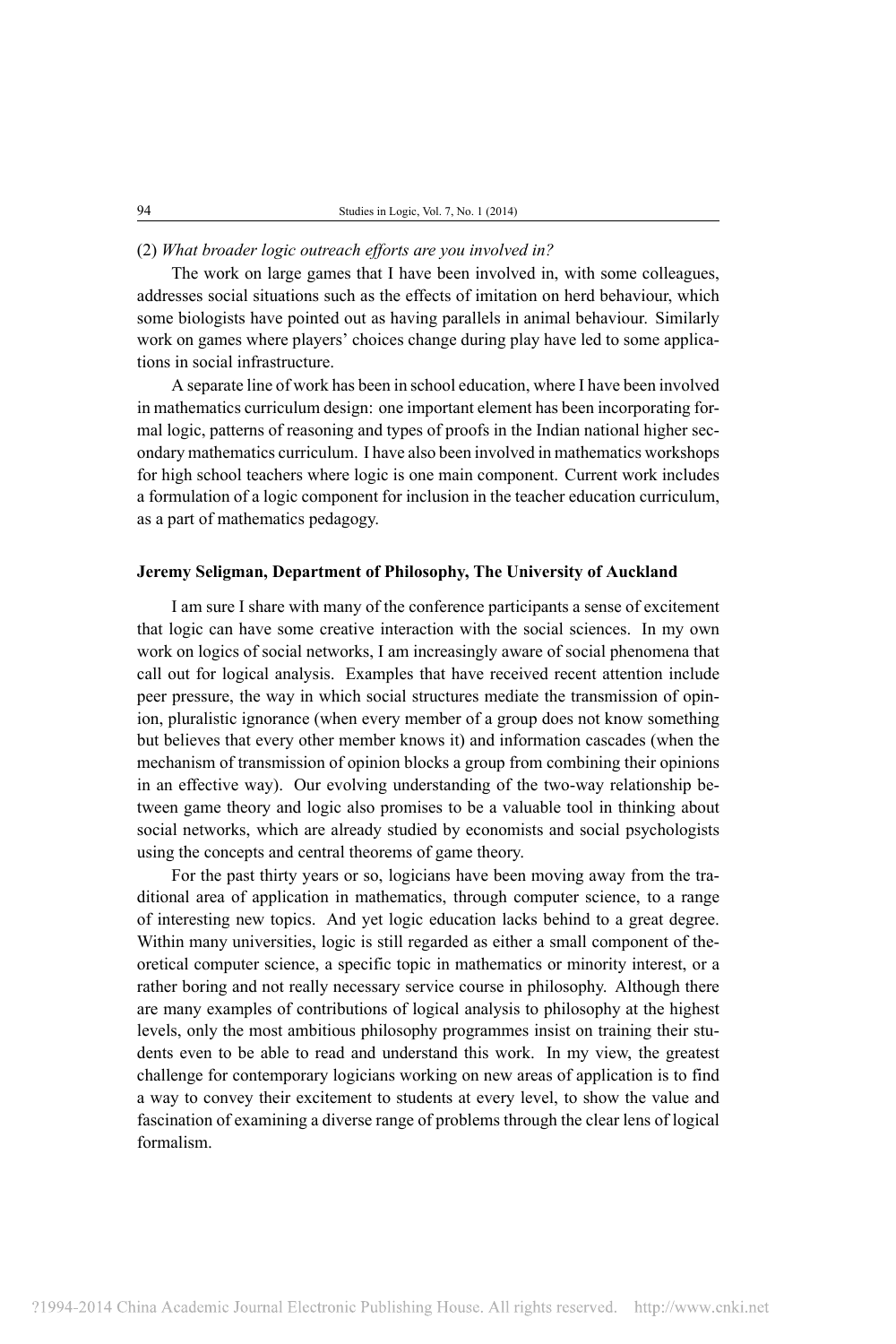(2) *What broader logic outreach efforts are you involved in?*

The work on large games that I have been involved in, with some colleagues, addresses social situations such as the effects of imitation on herd behaviour, which some biologists have pointed out as having parallels in animal behaviour. Similarly work on games where players' choices change during play have led to some applications in social infrastructure.

A separate line of work has been in school education, where I have been involved in mathematics curriculum design: one important element has been incorporating formal logic, patterns of reasoning and types of proofs in the Indian national higher secondary mathematics curriculum. I have also been involved in mathematics workshops for high school teachers where logic is one main component. Current work includes a formulation of a logic component for inclusion in the teacher education curriculum, as a part of mathematics pedagogy.

**Jeremy Seligman, Department of Philosophy, The University of Auckland**

I am sure I share with many of the conference participants a sense of excitement that logic can have some creative interaction with the social sciences. In my own work on logics of social networks, I am increasingly aware of social phenomena that call out for logical analysis. Examples that have received recent attention include peer pressure, the way in which social structures mediate the transmission of opinion, pluralistic ignorance (when every member of a group does not know something but believes that every other member knows it) and information cascades (when the mechanism of transmission of opinion blocks a group from combining their opinions in an effective way). Our evolving understanding of the two-way relationship between game theory and logic also promises to be a valuable tool in thinking about social networks, which are already studied by economists and social psychologists using the concepts and central theorems of game theory.

For the past thirty years or so, logicians have been moving away from the traditional area of application in mathematics, through computer science, to a range of interesting new topics. And yet logic education lacks behind to a great degree. Within many universities, logic is still regarded as either a small component of theoretical computer science, a specific topic in mathematics or minority interest, or a rather boring and not really necessary service course in philosophy. Although there are many examples of contributions of logical analysis to philosophy at the highest levels, only the most ambitious philosophy programmes insist on training their students even to be able to read and understand this work. In my view, the greatest challenge for contemporary logicians working on new areas of application is to find a way to convey their excitement to students at every level, to show the value and fascination of examining a diverse range of problems through the clear lens of logical formalism.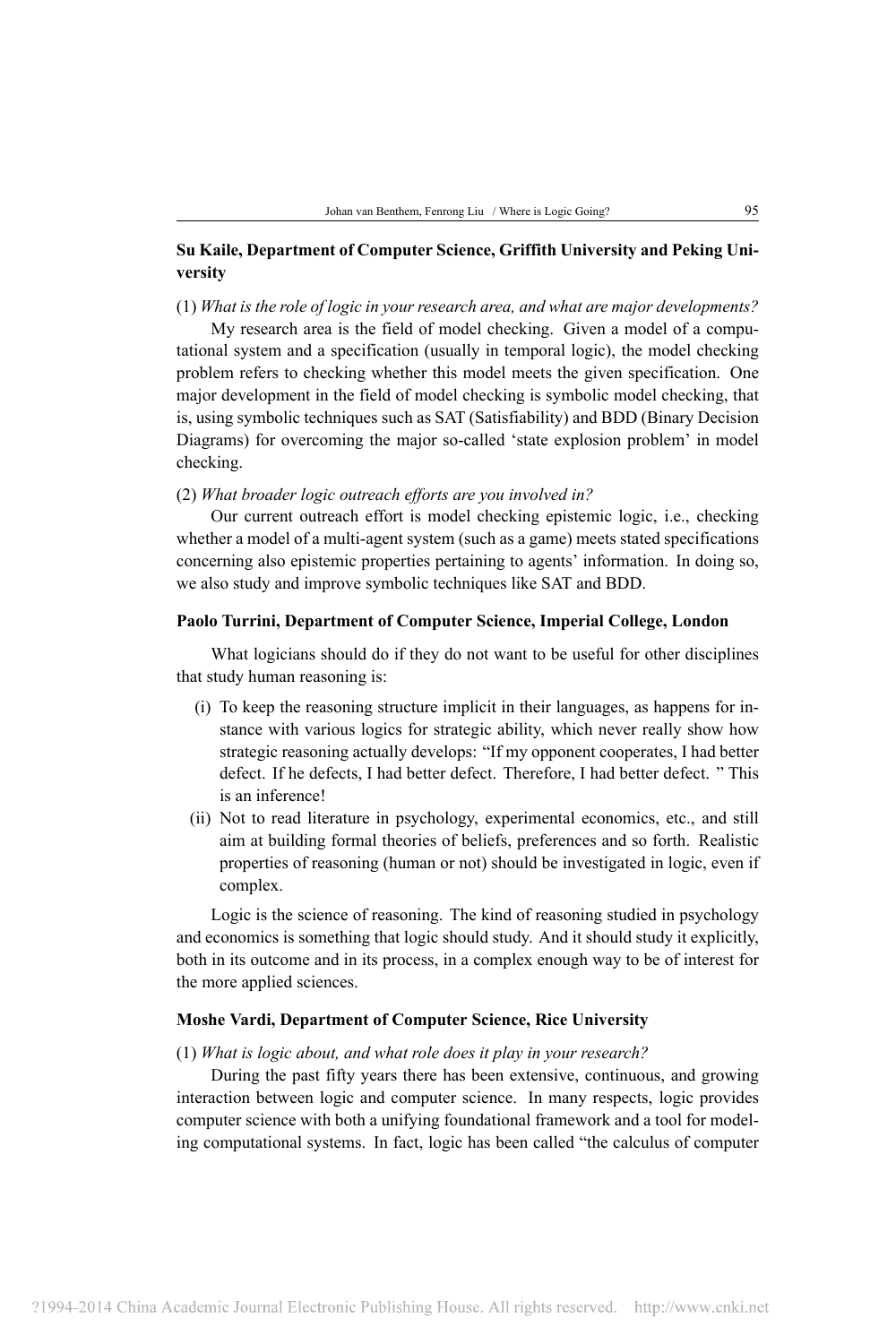**Su Kaile, Department of Computer Science, Griffith University and Peking University**

(1) *What is the role of logic in your research area, and what are major developments?*

My research area is the field of model checking. Given a model of a computational system and a specification (usually in temporal logic), the model checking problem refers to checking whether this model meets the given specification. One major development in the field of model checking is symbolic model checking, that is, using symbolic techniques such as SAT (Satisfiability) and BDD (Binary Decision Diagrams) for overcoming the major so-called 'state explosion problem' in model checking.

(2) *What broader logic outreach efforts are you involved in?*

Our current outreach effort is model checking epistemic logic, i.e., checking whether a model of a multi-agent system (such as a game) meets stated specifications concerning also epistemic properties pertaining to agents' information. In doing so, we also study and improve symbolic techniques like SAT and BDD.

**Paolo Turrini, Department of Computer Science, Imperial College, London**

What logicians should do if they do not want to be useful for other disciplines that study human reasoning is:

- (i) To keep the reasoning structure implicit in their languages, as happens for instance with various logics for strategic ability, which never really show how strategic reasoning actually develops: "If my opponent cooperates, I had better defect. If he defects, I had better defect. Therefore, I had better defect. " This is an inference!
- (ii) Not to read literature in psychology, experimental economics, etc., and still aim at building formal theories of beliefs, preferences and so forth. Realistic properties of reasoning (human or not) should be investigated in logic, even if complex.

Logic is the science of reasoning. The kind of reasoning studied in psychology and economics is something that logic should study. And it should study it explicitly, both in its outcome and in its process, in a complex enough way to be of interest for the more applied sciences.

**Moshe Vardi, Department of Computer Science, Rice University**

(1) *What is logic about, and what role does it play in your research?*

During the past fifty years there has been extensive, continuous, and growing interaction between logic and computer science. In many respects, logic provides computer science with both a unifying foundational framework and a tool for modeling computational systems. In fact, logic has been called "the calculus of computer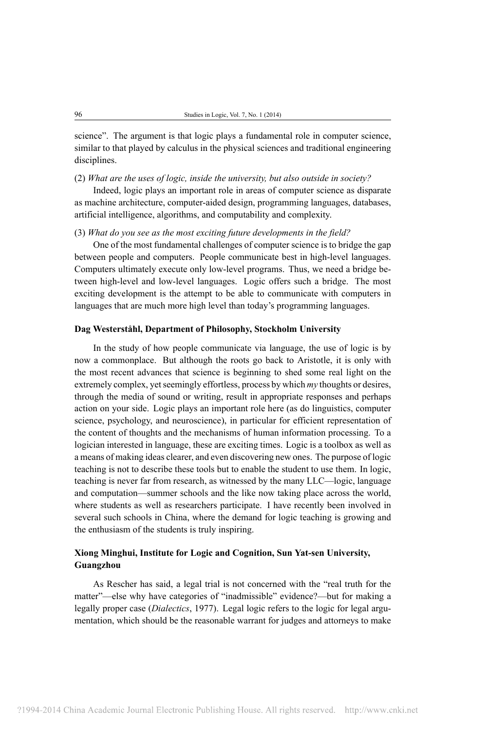science". The argument is that logic plays a fundamental role in computer science, similar to that played by calculus in the physical sciences and traditional engineering disciplines.

(2) *What are the uses of logic, inside the university, but also outside in society?*

Indeed, logic plays an important role in areas of computer science as disparate as machine architecture, computer-aided design, programming languages, databases, artificial intelligence, algorithms, and computability and complexity.

(3) *What do you see as the most exciting future developments in the field?*

One of the most fundamental challenges of computer science is to bridge the gap between people and computers. People communicate best in high-level languages. Computers ultimately execute only low-level programs. Thus, we need a bridge between high-level and low-level languages. Logic offers such a bridge. The most exciting development is the attempt to be able to communicate with computers in languages that are much more high level than today's programming languages.

**Dag Westerståhl, Department of Philosophy, Stockholm University**

In the study of how people communicate via language, the use of logic is by now a commonplace. But although the roots go back to Aristotle, it is only with the most recent advances that science is beginning to shed some real light on the extremely complex, yet seemingly effortless, process by which *my* thoughts or desires, through the media of sound or writing, result in appropriate responses and perhaps action on your side. Logic plays an important role here (as do linguistics, computer science, psychology, and neuroscience), in particular for efficient representation of the content of thoughts and the mechanisms of human information processing. To a logician interested in language, these are exciting times. Logic is a toolbox as well as a means of making ideas clearer, and even discovering new ones. The purpose of logic teaching is not to describe these tools but to enable the student to use them. In logic, teaching is never far from research, as witnessed by the many LLC—logic, language and computation—summer schools and the like now taking place across the world, where students as well as researchers participate. I have recently been involved in several such schools in China, where the demand for logic teaching is growing and the enthusiasm of the students is truly inspiring.

**Xiong Minghui, Institute for Logic and Cognition, Sun Yat-sen University, Guangzhou**

As Rescher has said, a legal trial is not concerned with the "real truth for the matter"—else why have categories of "inadmissible" evidence?—but for making a legally proper case (*Dialectics*, 1977). Legal logic refers to the logic for legal argumentation, which should be the reasonable warrant for judges and attorneys to make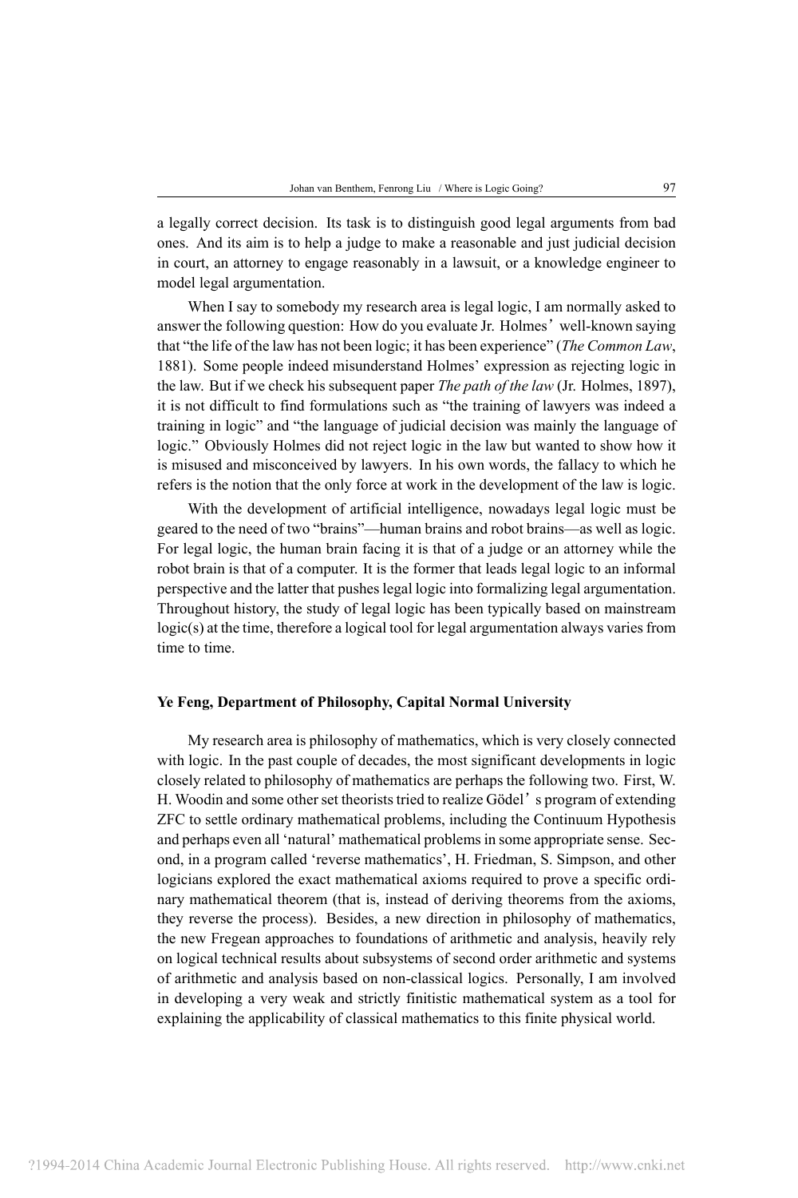a legally correct decision. Its task is to distinguish good legal arguments from bad ones. And its aim is to help a judge to make a reasonable and just judicial decision in court, an attorney to engage reasonably in a lawsuit, or a knowledge engineer to model legal argumentation.

When I say to somebody my research area is legal logic, I am normally asked to answer the following question: How do you evaluate Jr. Holmes' well-known saying that "the life of the law has not been logic; it has been experience" (*The Common Law*, 1881). Some people indeed misunderstand Holmes' expression as rejecting logic in the law. But if we check his subsequent paper *The path of the law* (Jr. Holmes, 1897), it is not difficult to find formulations such as "the training of lawyers was indeed a training in logic" and "the language of judicial decision was mainly the language of logic." Obviously Holmes did not reject logic in the law but wanted to show how it is misused and misconceived by lawyers. In his own words, the fallacy to which he refers is the notion that the only force at work in the development of the law is logic.

With the development of artificial intelligence, nowadays legal logic must be geared to the need of two "brains"—human brains and robot brains—as well as logic. For legal logic, the human brain facing it is that of a judge or an attorney while the robot brain is that of a computer. It is the former that leads legal logic to an informal perspective and the latter that pushes legal logic into formalizing legal argumentation. Throughout history, the study of legal logic has been typically based on mainstream logic(s) at the time, therefore a logical tool for legal argumentation always varies from time to time.

**Ye Feng, Department of Philosophy, Capital Normal University**

My research area is philosophy of mathematics, which is very closely connected with logic. In the past couple of decades, the most significant developments in logic closely related to philosophy of mathematics are perhaps the following two. First, W. H. Woodin and some other set theorists tried to realize Gödel' s program of extending ZFC to settle ordinary mathematical problems, including the Continuum Hypothesis and perhaps even all 'natural' mathematical problems in some appropriate sense. Second, in a program called 'reverse mathematics', H. Friedman, S. Simpson, and other logicians explored the exact mathematical axioms required to prove a specific ordinary mathematical theorem (that is, instead of deriving theorems from the axioms, they reverse the process). Besides, a new direction in philosophy of mathematics, the new Fregean approaches to foundations of arithmetic and analysis, heavily rely on logical technical results about subsystems of second order arithmetic and systems of arithmetic and analysis based on non-classical logics. Personally, I am involved in developing a very weak and strictly finitistic mathematical system as a tool for explaining the applicability of classical mathematics to this finite physical world.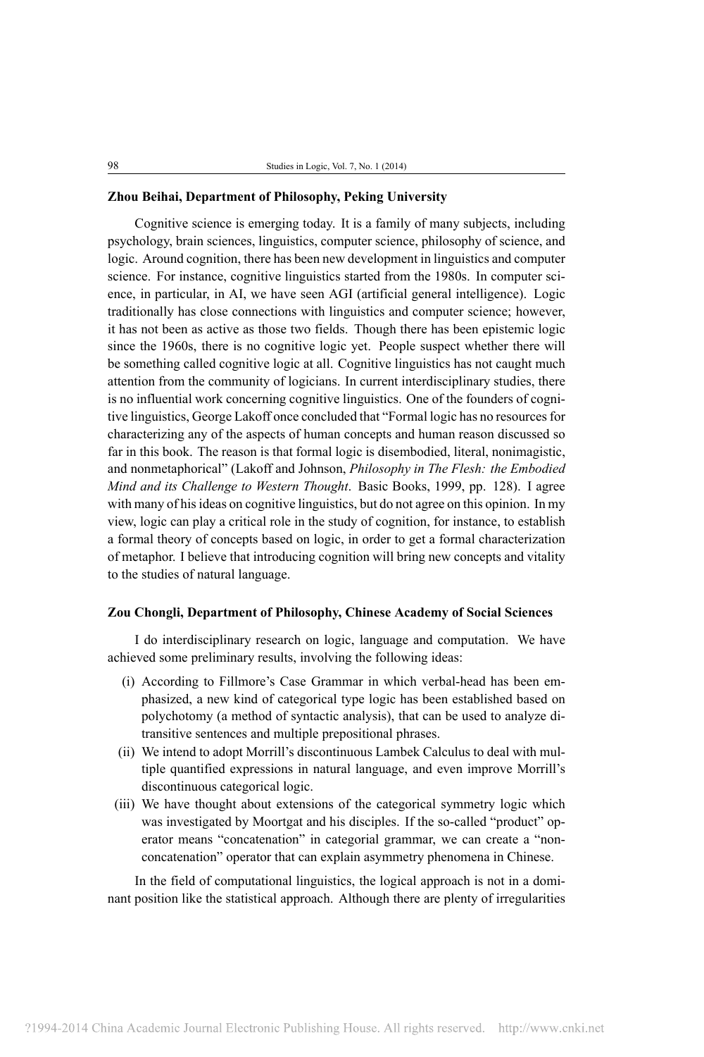**Zhou Beihai, Department of Philosophy, Peking University**

Cognitive science is emerging today. It is a family of many subjects, including psychology, brain sciences, linguistics, computer science, philosophy of science, and logic. Around cognition, there has been new development in linguistics and computer science. For instance, cognitive linguistics started from the 1980s. In computer science, in particular, in AI, we have seen AGI (artificial general intelligence). Logic traditionally has close connections with linguistics and computer science; however, it has not been as active as those two fields. Though there has been epistemic logic since the 1960s, there is no cognitive logic yet. People suspect whether there will be something called cognitive logic at all. Cognitive linguistics has not caught much attention from the community of logicians. In current interdisciplinary studies, there is no influential work concerning cognitive linguistics. One of the founders of cognitive linguistics, George Lakoff once concluded that "Formal logic has no resources for characterizing any of the aspects of human concepts and human reason discussed so far in this book. The reason is that formal logic is disembodied, literal, nonimagistic, and nonmetaphorical" (Lakoff and Johnson, *Philosophy in The Flesh: the Embodied Mind and its Challenge to Western Thought*. Basic Books, 1999, pp. 128). I agree with many of his ideas on cognitive linguistics, but do not agree on this opinion. In my view, logic can play a critical role in the study of cognition, for instance, to establish a formal theory of concepts based on logic, in order to get a formal characterization of metaphor. I believe that introducing cognition will bring new concepts and vitality to the studies of natural language.

**Zou Chongli, Department of Philosophy, Chinese Academy of Social Sciences**

I do interdisciplinary research on logic, language and computation. We have achieved some preliminary results, involving the following ideas:

(i) According to Fillmore's Case Grammar in which verbal-head has been emphasized, a new kind of categorical type logic has been established based on polychotomy (a method of syntactic analysis), that can be used to analyze ditransitive sentences and multiple prepositional phrases.

(ii) We intend to adopt Morrill's discontinuous Lambek Calculus to deal with multiple quantified expressions in natural language, and even improve Morrill's discontinuous categorical logic.

(iii) We have thought about extensions of the categorical symmetry logic which was investigated by Moortgat and his disciples. If the so-called "product" operator means "concatenation" in categorial grammar, we can create a "non-concatenation" operator that can explain asymmetry phenomena in Chinese.

In the field of computational linguistics, the logical approach is not in a dominant position like the statistical approach. Although there are plenty of irregularities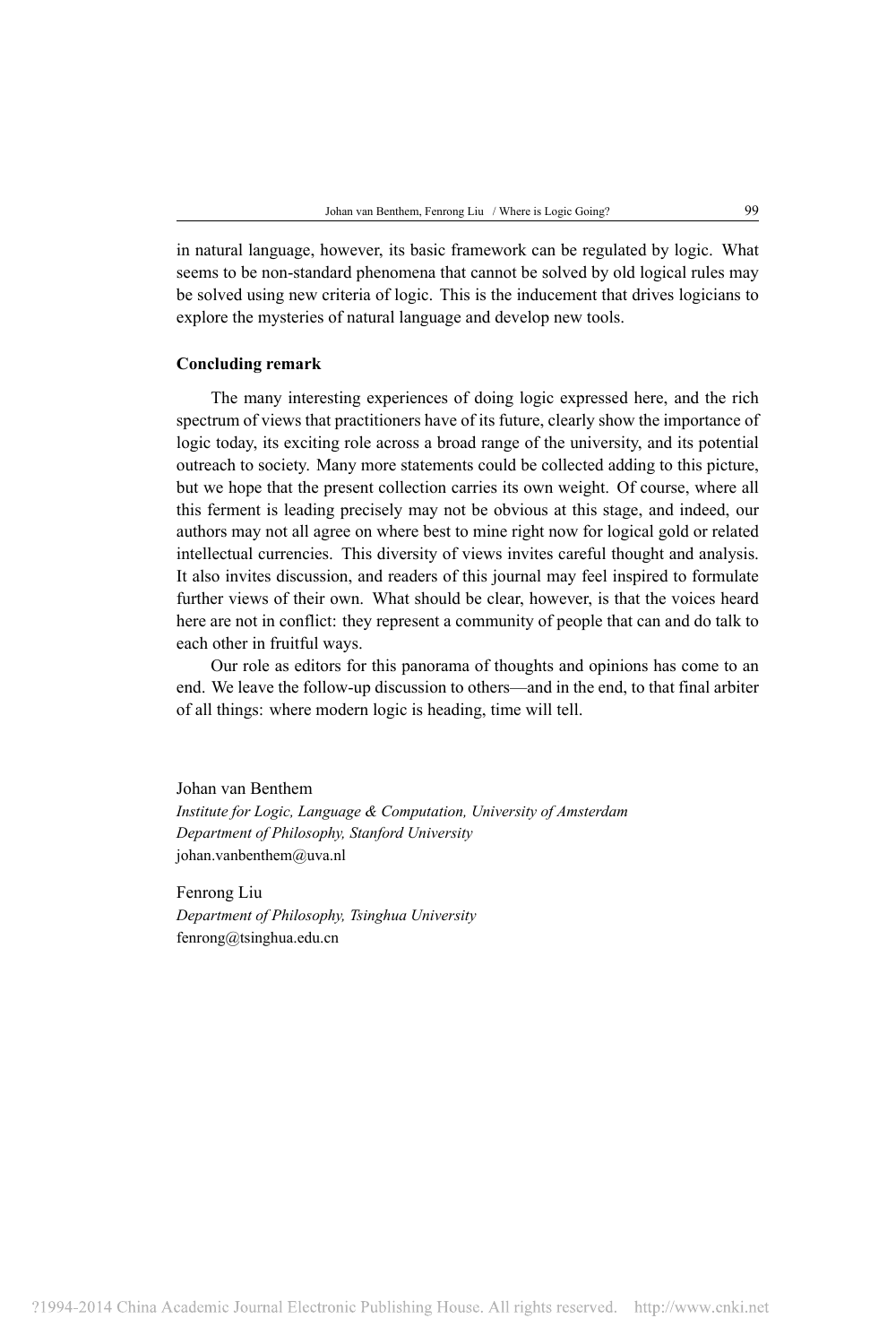in natural language, however, its basic framework can be regulated by logic. What seems to be non-standard phenomena that cannot be solved by old logical rules may be solved using new criteria of logic. This is the inducement that drives logicians to explore the mysteries of natural language and develop new tools.

**Concluding remark**

The many interesting experiences of doing logic expressed here, and the rich spectrum of views that practitioners have of its future, clearly show the importance of logic today, its exciting role across a broad range of the university, and its potential outreach to society. Many more statements could be collected adding to this picture, but we hope that the present collection carries its own weight. Of course, where all this ferment is leading precisely may not be obvious at this stage, and indeed, our authors may not all agree on where best to mine right now for logical gold or related intellectual currencies. This diversity of views invites careful thought and analysis. It also invites discussion, and readers of this journal may feel inspired to formulate further views of their own. What should be clear, however, is that the voices heard here are not in conflict: they represent a community of people that can and do talk to each other in fruitful ways.

Our role as editors for this panorama of thoughts and opinions has come to an end. We leave the follow-up discussion to others—and in the end, to that final arbiter of all things: where modern logic is heading, time will tell.

Johan van Benthem
*Institute for Logic, Language & Computation, University of Amsterdam*
*Department of Philosophy, Stanford University*
johan.vanbenthem@uva.nl

Fenrong Liu
*Department of Philosophy, Tsinghua University*
fenrong@tsinghua.edu.cn